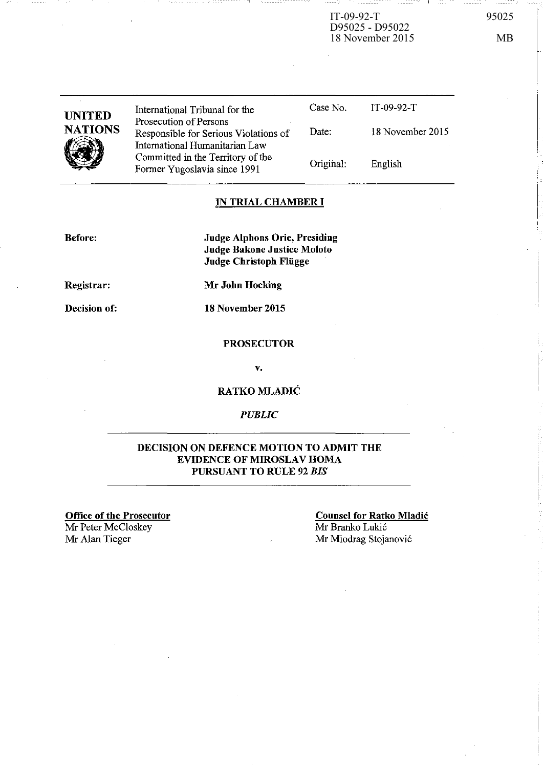IT-09-92-T
D95025 - D95022
18 November 2015

95025

MB

| UNITED NATIONS | International Tribunal for the Prosecution of Persons Responsible for Serious Violations of International Humanitarian Law Committed in the Territory of the Former Yugoslavia since 1991 | Case No. | IT-09-92-T |
|---|---|---|---|
| | | Date: | 18 November 2015 |
| | | Original: | English |

## IN TRIAL CHAMBER I

**Before:** **Judge Alphons Orie, Presiding**
**Judge Bakone Justice Moloto**
**Judge Christoph Flügge**

**Registrar:** **Mr John Hocking**

**Decision of:** **18 November 2015**

**PROSECUTOR**

**v.**

**RATKO MLADIĆ**

***PUBLIC***

## DECISION ON DEFENCE MOTION TO ADMIT THE EVIDENCE OF MIROSLAV HOMA PURSUANT TO RULE 92 *BIS*

**Office of the Prosecutor**
Mr Peter McCloskey
Mr Alan Tieger

**Counsel for Ratko Mladić**
Mr Branko Lukić
Mr Miodrag Stojanović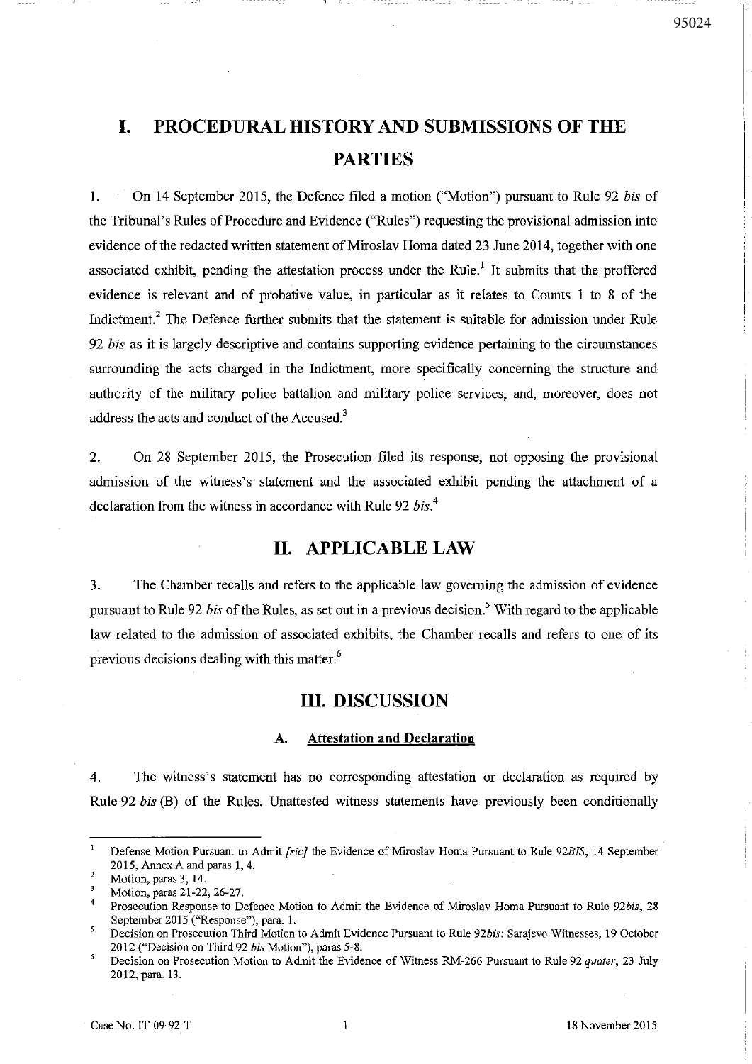# I. PROCEDURAL HISTORY AND SUBMISSIONS OF THE PARTIES

1. On 14 September 2015, the Defence filed a motion ("Motion") pursuant to Rule 92 *bis* of the Tribunal's Rules of Procedure and Evidence ("Rules") requesting the provisional admission into evidence of the redacted written statement of Miroslav Homa dated 23 June 2014, together with one associated exhibit, pending the attestation process under the Rule.[1] It submits that the proffered evidence is relevant and of probative value, in particular as it relates to Counts 1 to 8 of the Indictment.[2] The Defence further submits that the statement is suitable for admission under Rule 92 *bis* as it is largely descriptive and contains supporting evidence pertaining to the circumstances surrounding the acts charged in the Indictment, more specifically concerning the structure and authority of the military police battalion and military police services, and, moreover, does not address the acts and conduct of the Accused.[3]

2. On 28 September 2015, the Prosecution filed its response, not opposing the provisional admission of the witness's statement and the associated exhibit pending the attachment of a declaration from the witness in accordance with Rule 92 *bis*.[4]

# II. APPLICABLE LAW

3. The Chamber recalls and refers to the applicable law governing the admission of evidence pursuant to Rule 92 *bis* of the Rules, as set out in a previous decision.[5] With regard to the applicable law related to the admission of associated exhibits, the Chamber recalls and refers to one of its previous decisions dealing with this matter.[6]

# III. DISCUSSION

### A. Attestation and Declaration

4. The witness's statement has no corresponding attestation or declaration as required by Rule 92 *bis* (B) of the Rules. Unattested witness statements have previously been conditionally

---

[1] Defense Motion Pursuant to Admit *[sic]* the Evidence of Miroslav Homa Pursuant to Rule 92*BIS*, 14 September 2015, Annex A and paras 1, 4.

[2] Motion, paras 3, 14.

[3] Motion, paras 21-22, 26-27.

[4] Prosecution Response to Defence Motion to Admit the Evidence of Miroslav Homa Pursuant to Rule 92*bis*, 28 September 2015 ("Response"), para. 1.

[5] Decision on Prosecution Third Motion to Admit Evidence Pursuant to Rule 92*bis*: Sarajevo Witnesses, 19 October 2012 ("Decision on Third 92 *bis* Motion"), paras 5-8.

[6] Decision on Prosecution Motion to Admit the Evidence of Witness RM-266 Pursuant to Rule 92 *quater*, 23 July 2012, para. 13.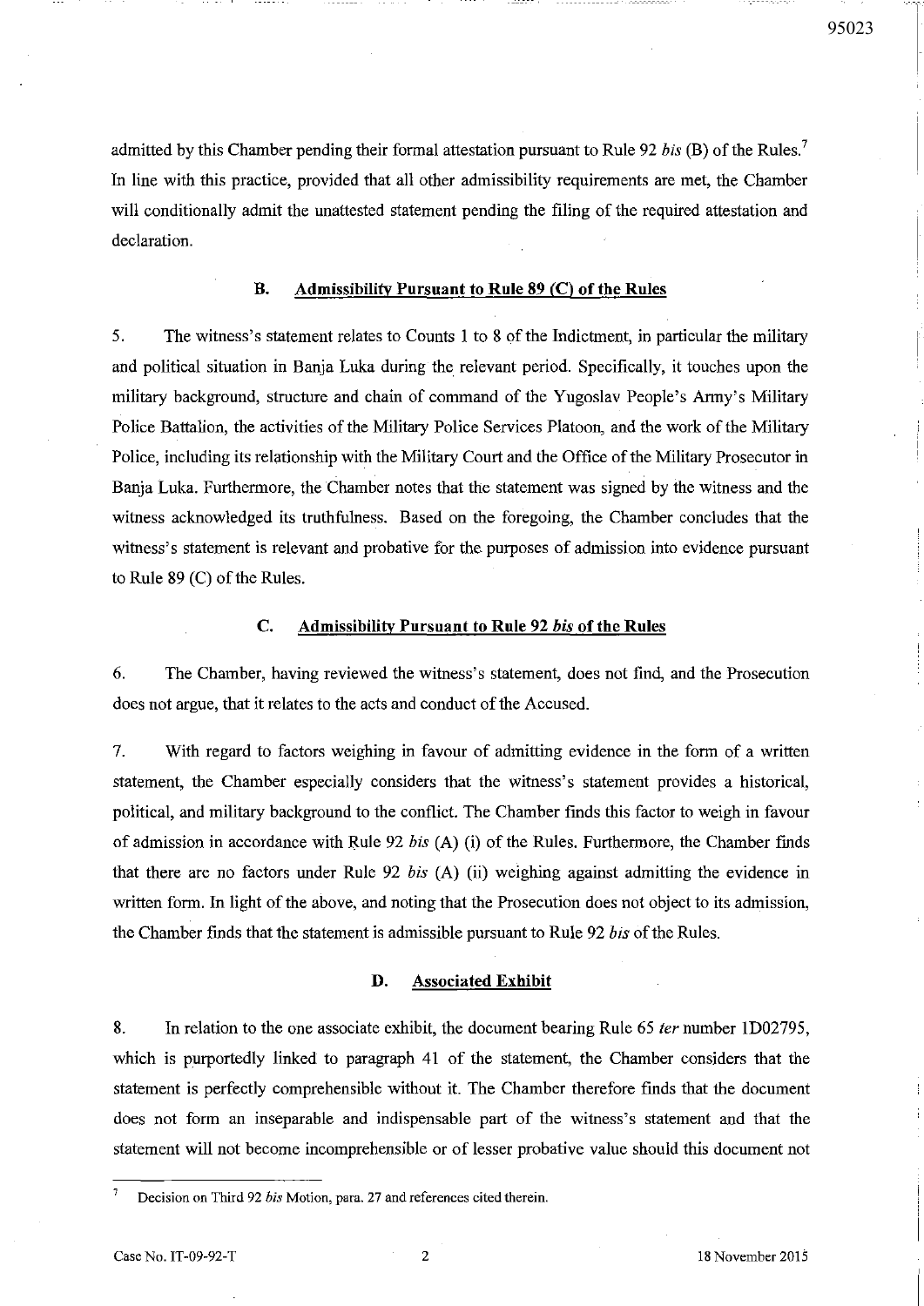admitted by this Chamber pending their formal attestation pursuant to Rule 92 *bis* (B) of the Rules.[7] In line with this practice, provided that all other admissibility requirements are met, the Chamber will conditionally admit the unattested statement pending the filing of the required attestation and declaration.

### B. Admissibility Pursuant to Rule 89 (C) of the Rules

5. The witness's statement relates to Counts 1 to 8 of the Indictment, in particular the military and political situation in Banja Luka during the relevant period. Specifically, it touches upon the military background, structure and chain of command of the Yugoslav People's Army's Military Police Battalion, the activities of the Military Police Services Platoon, and the work of the Military Police, including its relationship with the Military Court and the Office of the Military Prosecutor in Banja Luka. Furthermore, the Chamber notes that the statement was signed by the witness and the witness acknowledged its truthfulness. Based on the foregoing, the Chamber concludes that the witness's statement is relevant and probative for the purposes of admission into evidence pursuant to Rule 89 (C) of the Rules.

### C. Admissibility Pursuant to Rule 92 *bis* of the Rules

6. The Chamber, having reviewed the witness's statement, does not find, and the Prosecution does not argue, that it relates to the acts and conduct of the Accused.

7. With regard to factors weighing in favour of admitting evidence in the form of a written statement, the Chamber especially considers that the witness's statement provides a historical, political, and military background to the conflict. The Chamber finds this factor to weigh in favour of admission in accordance with Rule 92 *bis* (A) (i) of the Rules. Furthermore, the Chamber finds that there are no factors under Rule 92 *bis* (A) (ii) weighing against admitting the evidence in written form. In light of the above, and noting that the Prosecution does not object to its admission, the Chamber finds that the statement is admissible pursuant to Rule 92 *bis* of the Rules.

### D. Associated Exhibit

8. In relation to the one associate exhibit, the document bearing Rule 65 *ter* number 1D02795, which is purportedly linked to paragraph 41 of the statement, the Chamber considers that the statement is perfectly comprehensible without it. The Chamber therefore finds that the document does not form an inseparable and indispensable part of the witness's statement and that the statement will not become incomprehensible or of lesser probative value should this document not

---

[7] Decision on Third 92 *bis* Motion, para. 27 and references cited therein.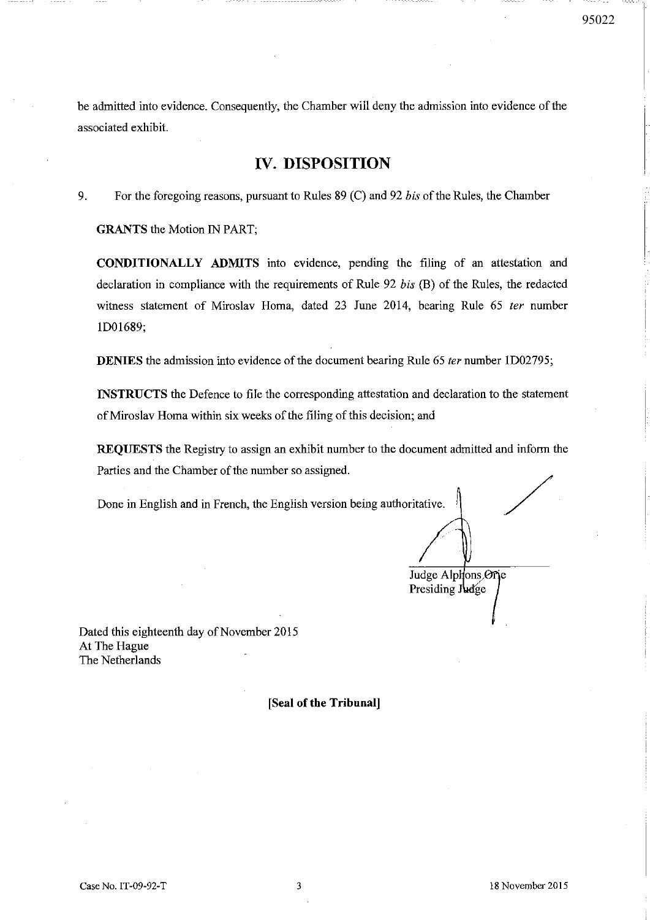be admitted into evidence. Consequently, the Chamber will deny the admission into evidence of the associated exhibit.

## IV. DISPOSITION

9. For the foregoing reasons, pursuant to Rules 89 (C) and 92 *bis* of the Rules, the Chamber

**GRANTS** the Motion IN PART;

**CONDITIONALLY ADMITS** into evidence, pending the filing of an attestation and declaration in compliance with the requirements of Rule 92 *bis* (B) of the Rules, the redacted witness statement of Miroslav Homa, dated 23 June 2014, bearing Rule 65 *ter* number 1D01689;

**DENIES** the admission into evidence of the document bearing Rule 65 *ter* number 1D02795;

**INSTRUCTS** the Defence to file the corresponding attestation and declaration to the statement of Miroslav Homa within six weeks of the filing of this decision; and

**REQUESTS** the Registry to assign an exhibit number to the document admitted and inform the Parties and the Chamber of the number so assigned.

Done in English and in French, the English version being authoritative.

Judge Alphons Orie
Presiding Judge

Dated this eighteenth day of November 2015
At The Hague
The Netherlands

**[Seal of the Tribunal]**